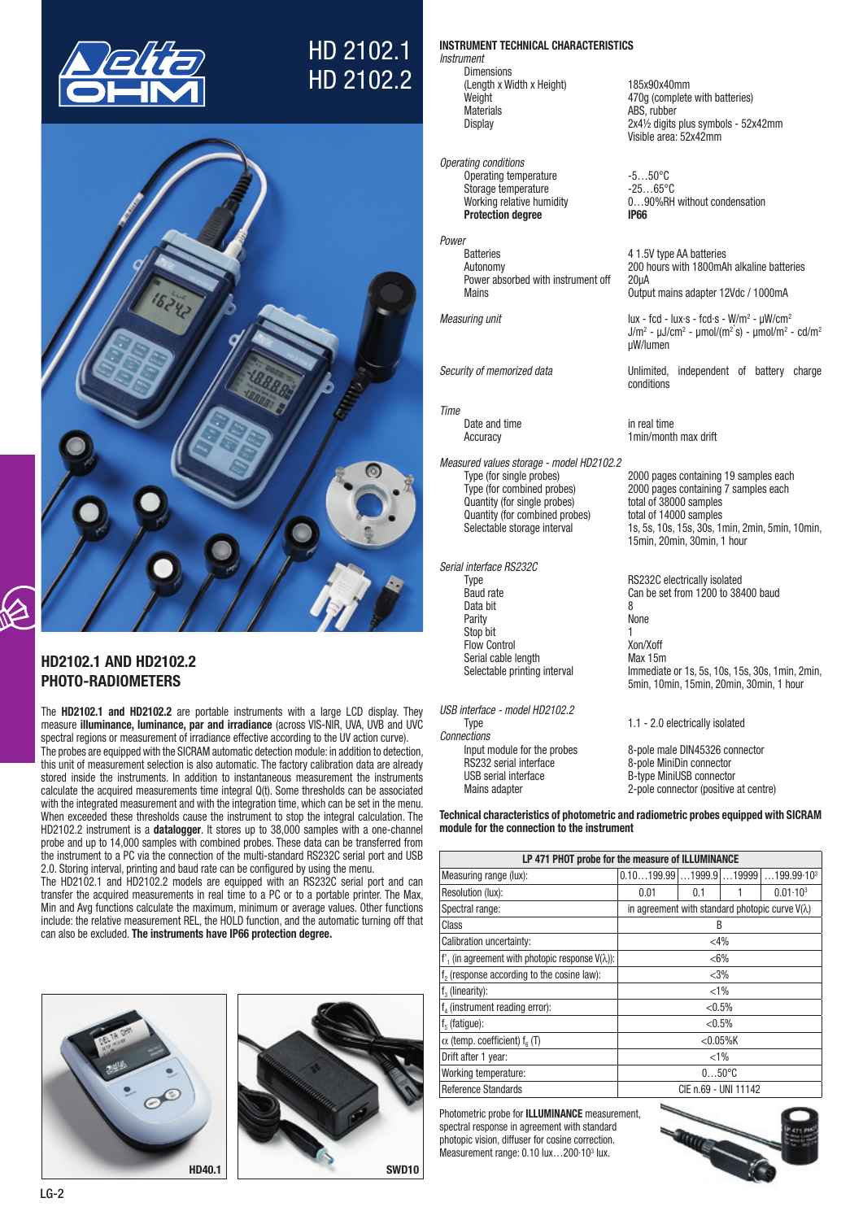# HD 2102.1
# HD 2102.2

## HD2102.1 AND HD2102.2 PHOTO-RADIOMETERS

The **HD2102.1 and HD2102.2** are portable instruments with a large LCD display. They measure **illuminance, luminance, par and irradiance** (across VIS-NIR, UVA, UVB and UVC spectral regions or measurement of irradiance effective according to the UV action curve).

The probes are equipped with the SICRAM automatic detection module: in addition to detection, this unit of measurement selection is also automatic. The factory calibration data are already stored inside the instruments. In addition to instantaneous measurement the instruments calculate the acquired measurements time integral Q(t). Some thresholds can be associated with the integrated measurement and with the integration time, which can be set in the menu. When exceeded these thresholds cause the instrument to stop the integral calculation. The HD2102.2 instrument is a **datalogger**. It stores up to 38,000 samples with a one-channel probe and up to 14,000 samples with combined probes. These data can be transferred from the instrument to a PC via the connection of the multi-standard RS232C serial port and USB 2.0. Storing interval, printing and baud rate can be configured by using the menu.

The HD2102.1 and HD2102.2 models are equipped with an RS232C serial port and can transfer the acquired measurements in real time to a PC or to a portable printer. The Max, Min and Avg functions calculate the maximum, minimum or average values. Other functions include: the relative measurement REL, the HOLD function, and the automatic turning off that can also be excluded. **The instruments have IP66 protection degree.**

HD40.1

SWD10

### INSTRUMENT TECHNICAL CHARACTERISTICS

*Instrument*

| | |
|---|---|
| Dimensions (Length x Width x Height) | 185x90x40mm |
| Weight | 470g (complete with batteries) |
| Materials | ABS, rubber |
| Display | 2x4½ digits plus symbols - 52x42mm Visible area: 52x42mm |

*Operating conditions*

| | |
|---|---|
| Operating temperature | -5…50°C |
| Storage temperature | -25…65°C |
| Working relative humidity | 0…90%RH without condensation |
| **Protection degree** | **IP66** |

*Power*

| | |
|---|---|
| Batteries | 4 1.5V type AA batteries |
| Autonomy | 200 hours with 1800mAh alkaline batteries |
| Power absorbed with instrument off | 20μA |
| Mains | Output mains adapter 12Vdc / 1000mA |

| | |
|---|---|
| *Measuring unit* | lux - fcd - lux·s - fcd·s - W/m² - μW/cm² J/m² - μJ/cm² - μmol/(m² s) - μmol/m² - cd/m² μW/lumen |
| *Security of memorized data* | Unlimited, independent of battery charge conditions |

*Time*

| | |
|---|---|
| Date and time | in real time |
| Accuracy | 1min/month max drift |

*Measured values storage - model HD2102.2*

| | |
|---|---|
| Type (for single probes) | 2000 pages containing 19 samples each |
| Type (for combined probes) | 2000 pages containing 7 samples each |
| Quantity (for single probes) | total of 38000 samples |
| Quantity (for combined probes) | total of 14000 samples |
| Selectable storage interval | 1s, 5s, 10s, 15s, 30s, 1min, 2min, 5min, 10min, 15min, 20min, 30min, 1 hour |

*Serial interface RS232C*

| | |
|---|---|
| Type | RS232C electrically isolated |
| Baud rate | Can be set from 1200 to 38400 baud |
| Data bit | 8 |
| Parity | None |
| Stop bit | 1 |
| Flow Control | Xon/Xoff |
| Serial cable length | Max 15m |
| Selectable printing interval | Immediate or 1s, 5s, 10s, 15s, 30s, 1min, 2min, 5min, 10min, 15min, 20min, 30min, 1 hour |

*USB interface - model HD2102.2*

| | |
|---|---|
| Type | 1.1 - 2.0 electrically isolated |

*Connections*

| | |
|---|---|
| Input module for the probes | 8-pole male DIN45326 connector |
| RS232 serial interface | 8-pole MiniDin connector |
| USB serial interface | B-type MiniUSB connector |
| Mains adapter | 2-pole connector (positive at centre) |

**Technical characteristics of photometric and radiometric probes equipped with SICRAM module for the connection to the instrument**

| LP 471 PHOT probe for the measure of ILLUMINANCE | | | | |
|---|---|---|---|---|
| Measuring range (lux): | 0.10…199.99 | …1999.9 | …19999 | …199.99·10³ |
| Resolution (lux): | 0.01 | 0.1 | 1 | 0.01·10³ |
| Spectral range: | in agreement with standard photopic curve V(λ) | | | |
| Class | B | | | |
| Calibration uncertainty: | <4% | | | |
| $f'_1$ (in agreement with photopic response V(λ)): | <6% | | | |
| $f_2$ (response according to the cosine law): | <3% | | | |
| $f_3$ (linearity): | <1% | | | |
| $f_4$ (instrument reading error): | <0.5% | | | |
| $f_5$ (fatigue): | <0.5% | | | |
| α (temp. coefficient) $f_6$ (T) | <0.05%K | | | |
| Drift after 1 year: | <1% | | | |
| Working temperature: | 0…50°C | | | |
| Reference Standards | CIE n.69 - UNI 11142 | | | |

Photometric probe for **ILLUMINANCE** measurement, spectral response in agreement with standard photopic vision, diffuser for cosine correction. Measurement range: 0.10 lux…200·10³ lux.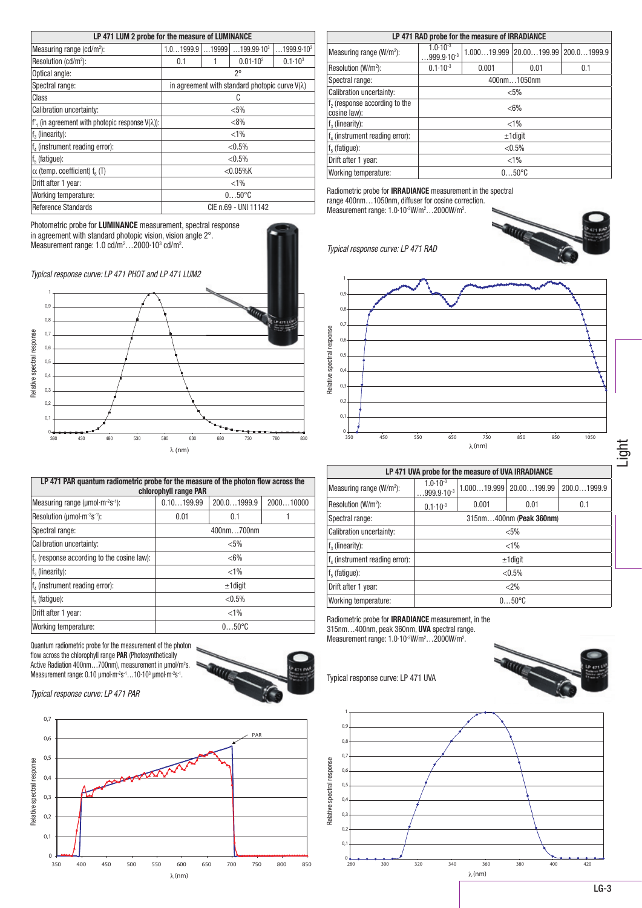| LP 471 LUM 2 probe for the measure of LUMINANCE | | | | |
|---|---|---|---|---|
| Measuring range (cd/m²): | 1.0…1999.9 | …19999 | …199.99·10³ | …1999.9·10³ |
| Resolution (cd/m²): | 0.1 | 1 | 0.01·10³ | 0.1·10³ |
| Optical angle: | 2° | | | |
| Spectral range: | in agreement with standard photopic curve V(λ) | | | |
| Class | C | | | |
| Calibration uncertainty: | <5% | | | |
| $f'_1$ (in agreement with photopic response V(λ)): | <8% | | | |
| $f_3$ (linearity): | <1% | | | |
| $f_4$ (instrument reading error): | <0.5% | | | |
| $f_5$ (fatigue): | <0.5% | | | |
| α (temp. coefficient) $f_6$ (T) | <0.05%K | | | |
| Drift after 1 year: | <1% | | | |
| Working temperature: | 0…50°C | | | |
| Reference Standards | CIE n.69 - UNI 11142 | | | |

Photometric probe for **LUMINANCE** measurement, spectral response in agreement with standard photopic vision, vision angle 2°. Measurement range: 1.0 cd/m²…2000·10³ cd/m².

*Typical response curve: LP 471 PHOT and LP 471 LUM2*

| LP 471 RAD probe for the measure of IRRADIANCE | | | | |
|---|---|---|---|---|
| Measuring range (W/m²): | 1.0·10⁻³ …999.9·10⁻³ | 1.000…19.999 | 20.00…199.99 | 200.0…1999.9 |
| Resolution (W/m²): | 0.1·10⁻³ | 0.001 | 0.01 | 0.1 |
| Spectral range: | 400nm…1050nm | | | |
| Calibration uncertainty: | <5% | | | |
| $f_2$ (response according to the cosine law): | <6% | | | |
| $f_3$ (linearity): | <1% | | | |
| $f_4$ (instrument reading error): | ±1digit | | | |
| $f_5$ (fatigue): | <0.5% | | | |
| Drift after 1 year: | <1% | | | |
| Working temperature: | 0…50°C | | | |

Radiometric probe for **IRRADIANCE** measurement in the spectral range 400nm…1050nm, diffuser for cosine correction. Measurement range: 1.0·10⁻³W/m²…2000W/m².

*Typical response curve: LP 471 RAD*

| LP 471 PAR quantum radiometric probe for the measure of the photon flow across the chlorophyll range PAR | | | |
|---|---|---|---|
| Measuring range (μmol·m⁻²s⁻¹): | 0.10…199.99 | 200.0…1999.9 | 2000…10000 |
| Resolution (μmol·m⁻²s⁻¹): | 0.01 | 0.1 | 1 |
| Spectral range: | 400nm…700nm | | |
| Calibration uncertainty: | <5% | | |
| $f_2$ (response according to the cosine law): | <6% | | |
| $f_3$ (linearity): | <1% | | |
| $f_4$ (instrument reading error): | ±1digit | | |
| $f_5$ (fatigue): | <0.5% | | |
| Drift after 1 year: | <1% | | |
| Working temperature: | 0…50°C | | |

Quantum radiometric probe for the measurement of the photon flow across the chlorophyll range **PAR** (Photosynthetically Active Radiation 400nm…700nm), measurement in μmol/m²s. Measurement range: 0.10 μmol·m⁻²s⁻¹…10·10³ μmol·m⁻²s⁻¹.

*Typical response curve: LP 471 PAR*

| LP 471 UVA probe for the measure of UVA IRRADIANCE | | | | |
|---|---|---|---|---|
| Measuring range (W/m²): | 1.0·10⁻³ …999.9·10⁻³ | 1.000…19.999 | 20.00…199.99 | 200.0…1999.9 |
| Resolution (W/m²): | 0.1·10⁻³ | 0.001 | 0.01 | 0.1 |
| Spectral range: | 315nm…400nm (**Peak 360nm**) | | | |
| Calibration uncertainty: | <5% | | | |
| $f_3$ (linearity): | <1% | | | |
| $f_4$ (instrument reading error): | ±1digit | | | |
| $f_5$ (fatigue): | <0.5% | | | |
| Drift after 1 year: | <2% | | | |
| Working temperature: | 0…50°C | | | |

Radiometric probe for **IRRADIANCE** measurement, in the 315nm…400nm, peak 360nm, **UVA** spectral range. Measurement range: 1.0·10⁻³W/m²…2000W/m².

Typical response curve: LP 471 UVA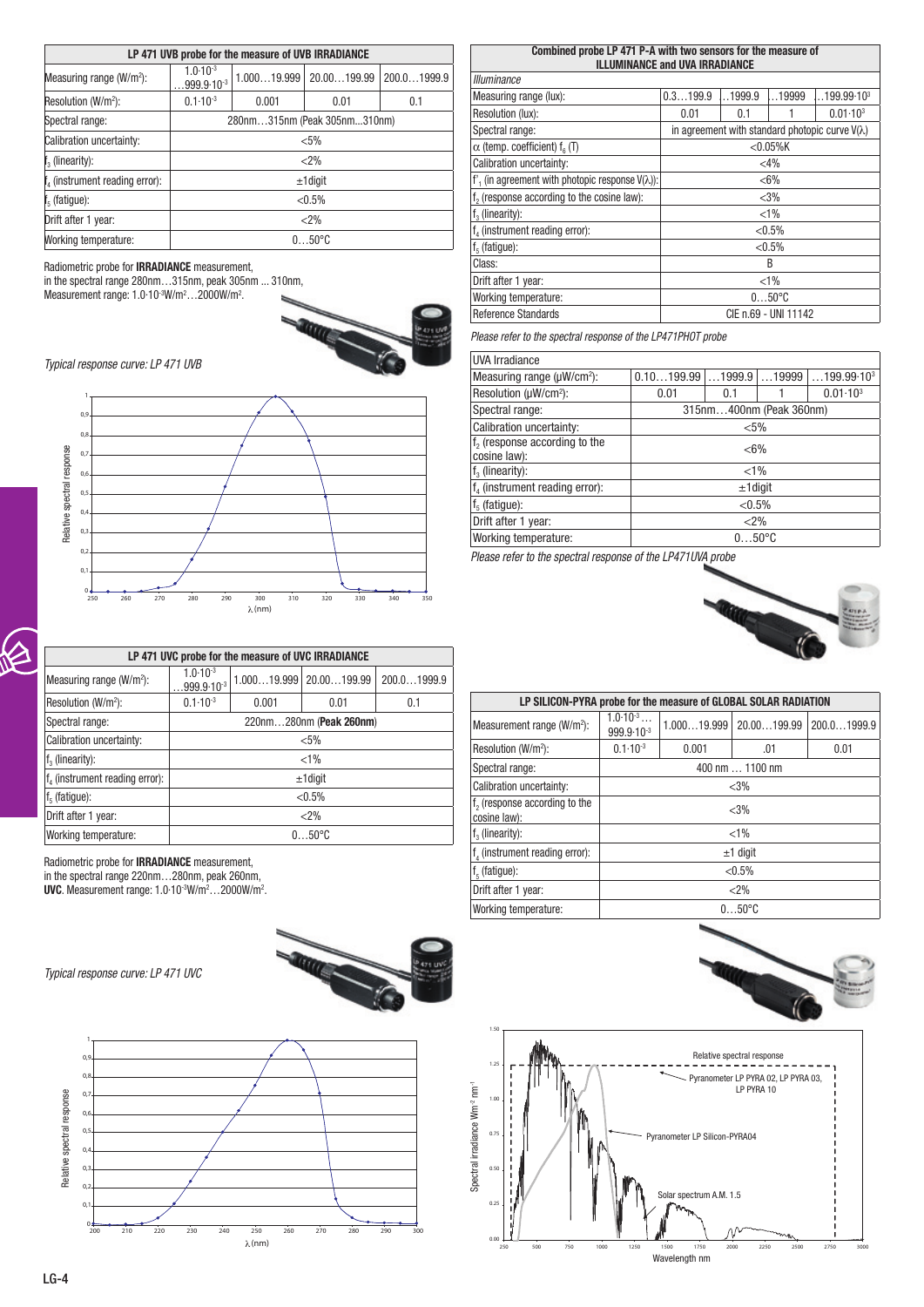## LP 471 UVB probe for the measure of UVB IRRADIANCE

| LP 471 UVB probe for the measure of UVB IRRADIANCE | | | | |
|---|---|---|---|---|
| Measuring range (W/m²): | $1.0 \cdot 10^{-3}$ …$999.9 \cdot 10^{-3}$ | 1.000…19.999 | 20.00…199.99 | 200.0…1999.9 |
| Resolution (W/m²): | $0.1 \cdot 10^{-3}$ | 0.001 | 0.01 | 0.1 |
| Spectral range: | 280nm…315nm (Peak 305nm...310nm) | | | |
| Calibration uncertainty: | <5% | | | |
| $f_3$ (linearity): | <2% | | | |
| $f_4$ (instrument reading error): | ±1digit | | | |
| $f_5$ (fatigue): | <0.5% | | | |
| Drift after 1 year: | <2% | | | |
| Working temperature: | 0…50°C | | | |

Radiometric probe for **IRRADIANCE** measurement, in the spectral range 280nm…315nm, peak 305nm ... 310nm, Measurement range: $1.0 \cdot 10^{-3}$W/m²…2000W/m².

*Typical response curve: LP 471 UVB*

## LP 471 UVC probe for the measure of UVC IRRADIANCE

| LP 471 UVC probe for the measure of UVC IRRADIANCE | | | | |
|---|---|---|---|---|
| Measuring range (W/m²): | $1.0 \cdot 10^{-3}$ …$999.9 \cdot 10^{-3}$ | 1.000…19.999 | 20.00…199.99 | 200.0…1999.9 |
| Resolution (W/m²): | $0.1 \cdot 10^{-3}$ | 0.001 | 0.01 | 0.1 |
| Spectral range: | 220nm…280nm (**Peak 260nm**) | | | |
| Calibration uncertainty: | <5% | | | |
| $f_3$ (linearity): | <1% | | | |
| $f_4$ (instrument reading error): | ±1digit | | | |
| $f_5$ (fatigue): | <0.5% | | | |
| Drift after 1 year: | <2% | | | |
| Working temperature: | 0…50°C | | | |

Radiometric probe for **IRRADIANCE** measurement, in the spectral range 220nm…280nm, peak 260nm, **UVC**. Measurement range: $1.0 \cdot 10^{-3}$W/m²…2000W/m².

*Typical response curve: LP 471 UVC*

## Combined probe LP 471 P-A with two sensors for the measure of ILLUMINANCE and UVA IRRADIANCE

| *Illuminance* | | | | |
|---|---|---|---|---|
| Measuring range (lux): | 0.3…199.9 | …1999.9 | …19999 | …$199.99 \cdot 10^3$ |
| Resolution (lux): | 0.01 | 0.1 | 1 | $0.01 \cdot 10^3$ |
| Spectral range: | in agreement with standard photopic curve V(λ) | | | |
| α (temp. coefficient) $f_6$ (T) | <0.05%K | | | |
| Calibration uncertainty: | <4% | | | |
| $f'_1$ (in agreement with photopic response V(λ)): | <6% | | | |
| $f_2$ (response according to the cosine law): | <3% | | | |
| $f_3$ (linearity): | <1% | | | |
| $f_4$ (instrument reading error): | <0.5% | | | |
| $f_5$ (fatigue): | <0.5% | | | |
| Class: | B | | | |
| Drift after 1 year: | <1% | | | |
| Working temperature: | 0…50°C | | | |
| Reference Standards | CIE n.69 - UNI 11142 | | | |

*Please refer to the spectral response of the LP471PHOT probe*

| UVA Irradiance | | | | |
|---|---|---|---|---|
| Measuring range (μW/cm²): | 0.10…199.99 | …1999.9 | …19999 | …$199.99 \cdot 10^3$ |
| Resolution (μW/cm²): | 0.01 | 0.1 | 1 | $0.01 \cdot 10^3$ |
| Spectral range: | 315nm…400nm (Peak 360nm) | | | |
| Calibration uncertainty: | <5% | | | |
| $f_2$ (response according to the cosine law): | <6% | | | |
| $f_3$ (linearity): | <1% | | | |
| $f_4$ (instrument reading error): | ±1digit | | | |
| $f_5$ (fatigue): | <0.5% | | | |
| Drift after 1 year: | <2% | | | |
| Working temperature: | 0…50°C | | | |

*Please refer to the spectral response of the LP471UVA probe*

## LP SILICON-PYRA probe for the measure of GLOBAL SOLAR RADIATION

| LP SILICON-PYRA probe for the measure of GLOBAL SOLAR RADIATION | | | | |
|---|---|---|---|---|
| Measurement range (W/m²): | $1.0 \cdot 10^{-3}$ … $999.9 \cdot 10^{-3}$ | 1.000…19.999 | 20.00…199.99 | 200.0…1999.9 |
| Resolution (W/m²): | $0.1 \cdot 10^{-3}$ | 0.001 | .01 | 0.01 |
| Spectral range: | 400 nm … 1100 nm | | | |
| Calibration uncertainty: | <3% | | | |
| $f_2$ (response according to the cosine law): | <3% | | | |
| $f_3$ (linearity): | <1% | | | |
| $f_4$ (instrument reading error): | ±1 digit | | | |
| $f_5$ (fatigue): | <0.5% | | | |
| Drift after 1 year: | <2% | | | |
| Working temperature: | 0…50°C | | | |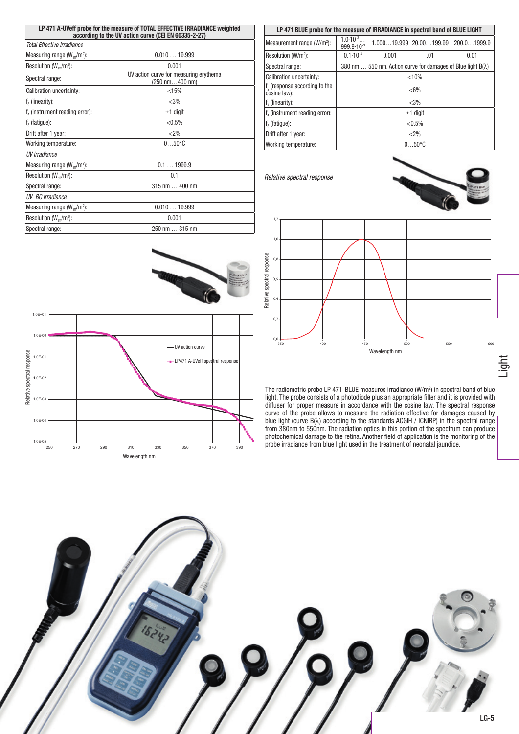| LP 471 A-UVeff probe for the measure of TOTAL EFFECTIVE IRRADIANCE weighted according to the UV action curve (CEI EN 60335-2-27) | |
|---|---|
| *Total Effective Irradiance* | |
| Measuring range ($W_{eff}/m^2$): | 0.010 … 19.999 |
| Resolution ($W_{eff}/m^2$): | 0.001 |
| Spectral range: | UV action curve for measuring erythema (250 nm…400 nm) |
| Calibration uncertainty: | <15% |
| $f_3$ (linearity): | <3% |
| $f_4$ (instrument reading error): | ±1 digit |
| $f_5$ (fatigue): | <0.5% |
| Drift after 1 year: | <2% |
| Working temperature: | 0…50°C |
| *UV Irradiance* | |
| Measuring range ($W_{eff}/m^2$): | 0.1 … 1999.9 |
| Resolution ($W_{eff}/m^2$): | 0.1 |
| Spectral range: | 315 nm … 400 nm |
| *UV_BC Irradiance* | |
| Measuring range ($W_{eff}/m^2$): | 0.010 … 19.999 |
| Resolution ($W_{eff}/m^2$): | 0.001 |
| Spectral range: | 250 nm … 315 nm |

| LP 471 BLUE probe for the measure of IRRADIANCE in spectral band of BLUE LIGHT | | | | |
|---|---|---|---|---|
| Measurement range ($W/m^2$): | $1.0 \cdot 10^{-3}$… $999.9 \cdot 10^{-3}$ | 1.000…19.999 | 20.00…199.99 | 200.0…1999.9 |
| Resolution ($W/m^2$): | $0.1 \cdot 10^{-3}$ | 0.001 | .01 | 0.01 |
| Spectral range: | 380 nm … 550 nm. Action curve for damages of Blue light B(λ) | | | |
| Calibration uncertainty: | <10% | | | |
| $f_2$ (response according to the cosine law): | <6% | | | |
| $f_3$ (linearity): | <3% | | | |
| $f_4$ (instrument reading error): | ±1 digit | | | |
| $f_5$ (fatigue): | <0.5% | | | |
| Drift after 1 year: | <2% | | | |
| Working temperature: | 0…50°C | | | |

*Relative spectral response*

The radiometric probe LP 471-BLUE measures irradiance ($W/m^2$) in spectral band of blue light. The probe consists of a photodiode plus an appropriate filter and it is provided with diffuser for proper measure in accordance with the cosine law. The spectral response curve of the probe allows to measure the radiation effective for damages caused by blue light (curve B(λ) according to the standards ACGIH / ICNIRP) in the spectral range from 380nm to 550nm. The radiation optics in this portion of the spectrum can produce photochemical damage to the retina. Another field of application is the monitoring of the probe irradiance from blue light used in the treatment of neonatal jaundice.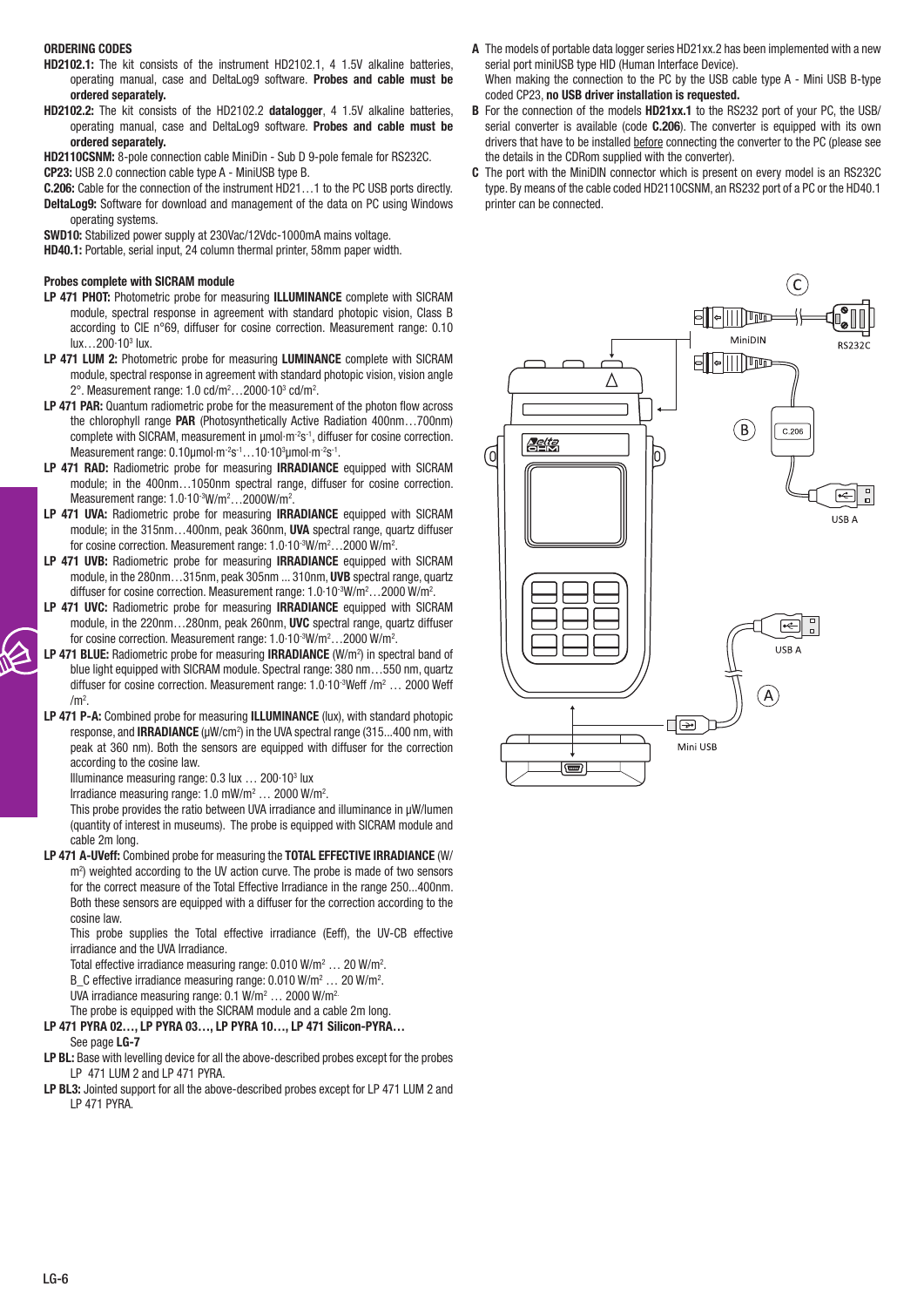**ORDERING CODES**

**HD2102.1:** The kit consists of the instrument HD2102.1, 4 1.5V alkaline batteries, operating manual, case and DeltaLog9 software. **Probes and cable must be ordered separately.**

**HD2102.2:** The kit consists of the HD2102.2 **datalogger**, 4 1.5V alkaline batteries, operating manual, case and DeltaLog9 software. **Probes and cable must be ordered separately.**

**HD2110CSNM:** 8-pole connection cable MiniDin - Sub D 9-pole female for RS232C.

**CP23:** USB 2.0 connection cable type A - MiniUSB type B.

**C.206:** Cable for the connection of the instrument HD21…1 to the PC USB ports directly.

**DeltaLog9:** Software for download and management of the data on PC using Windows operating systems.

**SWD10:** Stabilized power supply at 230Vac/12Vdc-1000mA mains voltage.

**HD40.1:** Portable, serial input, 24 column thermal printer, 58mm paper width.

**Probes complete with SICRAM module**

**LP 471 PHOT:** Photometric probe for measuring **ILLUMINANCE** complete with SICRAM module, spectral response in agreement with standard photopic vision, Class B according to CIE n°69, diffuser for cosine correction. Measurement range: 0.10 lux…$200 \cdot 10^3$ lux.

**LP 471 LUM 2:** Photometric probe for measuring **LUMINANCE** complete with SICRAM module, spectral response in agreement with standard photopic vision, vision angle 2°. Measurement range: 1.0 $cd/m^2$…$2000 \cdot 10^3$ $cd/m^2$.

**LP 471 PAR:** Quantum radiometric probe for the measurement of the photon flow across the chlorophyll range **PAR** (Photosynthetically Active Radiation 400nm…700nm) complete with SICRAM, measurement in $\mu mol \cdot m^{-2}s^{-1}$, diffuser for cosine correction. Measurement range: $0.10 \mu mol \cdot m^{-2}s^{-1}$…$10 \cdot 10^3 \mu mol \cdot m^{-2}s^{-1}$.

**LP 471 RAD:** Radiometric probe for measuring **IRRADIANCE** equipped with SICRAM module; in the 400nm…1050nm spectral range, diffuser for cosine correction. Measurement range: $1.0 \cdot 10^{-3} W/m^2$…$2000 W/m^2$.

**LP 471 UVA:** Radiometric probe for measuring **IRRADIANCE** equipped with SICRAM module; in the 315nm…400nm, peak 360nm, **UVA** spectral range, quartz diffuser for cosine correction. Measurement range: $1.0 \cdot 10^{-3} W/m^2$…$2000 W/m^2$.

**LP 471 UVB:** Radiometric probe for measuring **IRRADIANCE** equipped with SICRAM module, in the 280nm…315nm, peak 305nm ... 310nm, **UVB** spectral range, quartz diffuser for cosine correction. Measurement range: $1.0 \cdot 10^{-3} W/m^2$…$2000 W/m^2$.

**LP 471 UVC:** Radiometric probe for measuring **IRRADIANCE** equipped with SICRAM module, in the 220nm…280nm, peak 260nm, **UVC** spectral range, quartz diffuser for cosine correction. Measurement range: $1.0 \cdot 10^{-3} W/m^2$…$2000 W/m^2$.

**LP 471 BLUE:** Radiometric probe for measuring **IRRADIANCE** ($W/m^2$) in spectral band of blue light equipped with SICRAM module. Spectral range: 380 nm…550 nm, quartz diffuser for cosine correction. Measurement range: $1.0 \cdot 10^{-3}$Weff $/m^2$ … 2000 Weff $/m^2$.

**LP 471 P-A:** Combined probe for measuring **ILLUMINANCE** (lux), with standard photopic response, and **IRRADIANCE** ($\mu W/cm^2$) in the UVA spectral range (315...400 nm, with peak at 360 nm). Both the sensors are equipped with diffuser for the correction according to the cosine law.

Illuminance measuring range: 0.3 lux … $200 \cdot 10^3$ lux

Irradiance measuring range: 1.0 $mW/m^2$ … 2000 $W/m^2$.

This probe provides the ratio between UVA irradiance and illuminance in μW/lumen (quantity of interest in museums). The probe is equipped with SICRAM module and cable 2m long.

**LP 471 A-UVeff:** Combined probe for measuring the **TOTAL EFFECTIVE IRRADIANCE** ($W/m^2$) weighted according to the UV action curve. The probe is made of two sensors for the correct measure of the Total Effective Irradiance in the range 250...400nm. Both these sensors are equipped with a diffuser for the correction according to the cosine law.

This probe supplies the Total effective irradiance (Eeff), the UV-CB effective irradiance and the UVA Irradiance.

Total effective irradiance measuring range: 0.010 $W/m^2$ … 20 $W/m^2$.

B_C effective irradiance measuring range: 0.010 $W/m^2$ … 20 $W/m^2$.

UVA irradiance measuring range: 0.1 $W/m^2$ … 2000 $W/m^2$.

The probe is equipped with the SICRAM module and a cable 2m long.

**LP 471 PYRA 02…, LP PYRA 03…, LP PYRA 10…, LP 471 Silicon-PYRA…**
See page **LG-7**

**LP BL:** Base with levelling device for all the above-described probes except for the probes LP 471 LUM 2 and LP 471 PYRA.

**LP BL3:** Jointed support for all the above-described probes except for LP 471 LUM 2 and LP 471 PYRA.

**A** The models of portable data logger series HD21xx.2 has been implemented with a new serial port miniUSB type HID (Human Interface Device).
When making the connection to the PC by the USB cable type A - Mini USB B-type coded CP23, **no USB driver installation is requested.**

**B** For the connection of the models **HD21xx.1** to the RS232 port of your PC, the USB/serial converter is available (code **C.206**). The converter is equipped with its own drivers that have to be installed before connecting the converter to the PC (please see the details in the CDRom supplied with the converter).

**C** The port with the MiniDIN connector which is present on every model is an RS232C type. By means of the cable coded HD2110CSNM, an RS232 port of a PC or the HD40.1 printer can be connected.

C
MiniDIN
RS232C
B
C.206
USB A
USB A
A
Mini USB